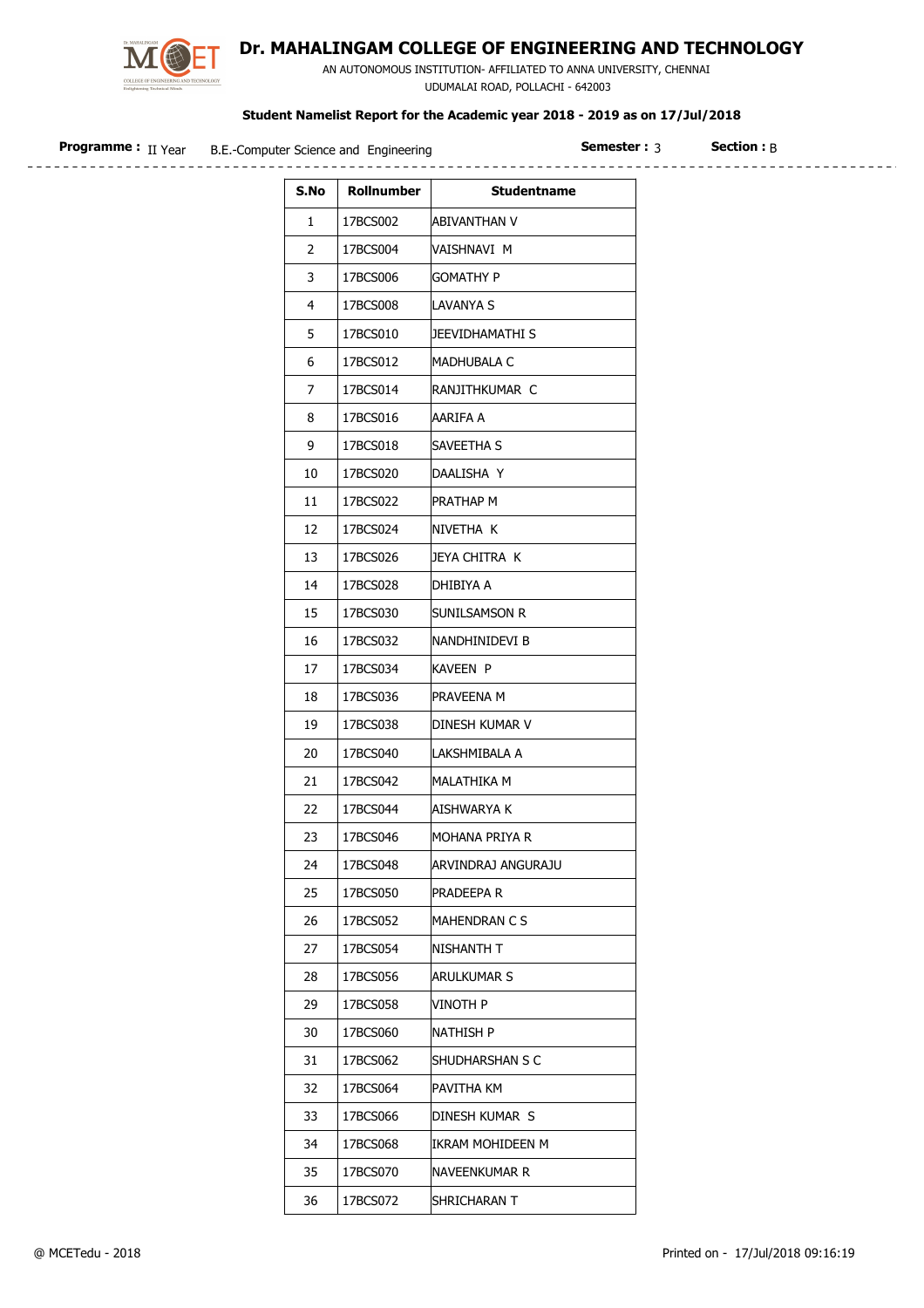# Dr. MAHALINGAM COLLEGE OF ENGINEERING AND TECHNOLOGY

AN AUTONOMOUS INSTITUTION- AFFILIATED TO ANNA UNIVERSITY, CHENNAI
UDUMALAI ROAD, POLLACHI - 642003

**Student Namelist Report for the Academic year 2018 - 2019 as on 17/Jul/2018**

**Programme :** II Year B.E.-Computer Science and Engineering **Semester :** 3 **Section :** B

| S.No | Rollnumber | Studentname |
|---|---|---|
| 1 | 17BCS002 | ABIVANTHAN V |
| 2 | 17BCS004 | VAISHNAVI M |
| 3 | 17BCS006 | GOMATHY P |
| 4 | 17BCS008 | LAVANYA S |
| 5 | 17BCS010 | JEEVIDHAMATHI S |
| 6 | 17BCS012 | MADHUBALA C |
| 7 | 17BCS014 | RANJITHKUMAR C |
| 8 | 17BCS016 | AARIFA A |
| 9 | 17BCS018 | SAVEETHA S |
| 10 | 17BCS020 | DAALISHA Y |
| 11 | 17BCS022 | PRATHAP M |
| 12 | 17BCS024 | NIVETHA K |
| 13 | 17BCS026 | JEYA CHITRA K |
| 14 | 17BCS028 | DHIBIYA A |
| 15 | 17BCS030 | SUNILSAMSON R |
| 16 | 17BCS032 | NANDHINIDEVI B |
| 17 | 17BCS034 | KAVEEN P |
| 18 | 17BCS036 | PRAVEENA M |
| 19 | 17BCS038 | DINESH KUMAR V |
| 20 | 17BCS040 | LAKSHMIBALA A |
| 21 | 17BCS042 | MALATHIKA M |
| 22 | 17BCS044 | AISHWARYA K |
| 23 | 17BCS046 | MOHANA PRIYA R |
| 24 | 17BCS048 | ARVINDRAJ ANGURAJU |
| 25 | 17BCS050 | PRADEEPA R |
| 26 | 17BCS052 | MAHENDRAN C S |
| 27 | 17BCS054 | NISHANTH T |
| 28 | 17BCS056 | ARULKUMAR S |
| 29 | 17BCS058 | VINOTH P |
| 30 | 17BCS060 | NATHISH P |
| 31 | 17BCS062 | SHUDHARSHAN S C |
| 32 | 17BCS064 | PAVITHA KM |
| 33 | 17BCS066 | DINESH KUMAR S |
| 34 | 17BCS068 | IKRAM MOHIDEEN M |
| 35 | 17BCS070 | NAVEENKUMAR R |
| 36 | 17BCS072 | SHRICHARAN T |

@ MCETedu - 2018 Printed on - 17/Jul/2018 09:16:19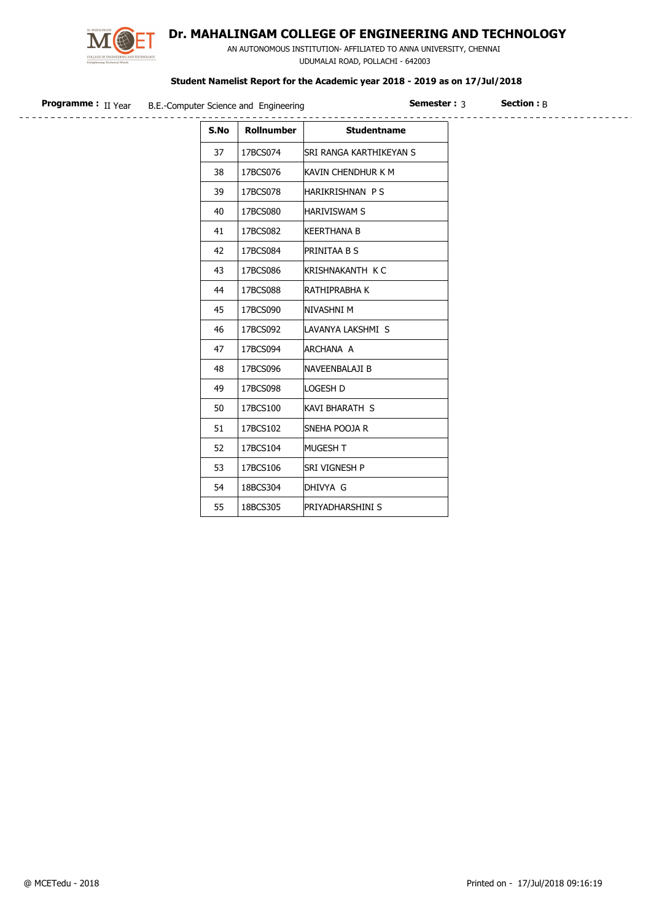# Dr. MAHALINGAM COLLEGE OF ENGINEERING AND TECHNOLOGY

AN AUTONOMOUS INSTITUTION- AFFILIATED TO ANNA UNIVERSITY, CHENNAI

UDUMALAI ROAD, POLLACHI - 642003

**Student Namelist Report for the Academic year 2018 - 2019 as on 17/Jul/2018**

**Programme :** II Year B.E.-Computer Science and Engineering **Semester :** 3 **Section :** B

| S.No | Rollnumber | Studentname |
|---|---|---|
| 37 | 17BCS074 | SRI RANGA KARTHIKEYAN S |
| 38 | 17BCS076 | KAVIN CHENDHUR K M |
| 39 | 17BCS078 | HARIKRISHNAN P S |
| 40 | 17BCS080 | HARIVISWAM S |
| 41 | 17BCS082 | KEERTHANA B |
| 42 | 17BCS084 | PRINITAA B S |
| 43 | 17BCS086 | KRISHNAKANTH K C |
| 44 | 17BCS088 | RATHIPRABHA K |
| 45 | 17BCS090 | NIVASHNI M |
| 46 | 17BCS092 | LAVANYA LAKSHMI S |
| 47 | 17BCS094 | ARCHANA A |
| 48 | 17BCS096 | NAVEENBALAJI B |
| 49 | 17BCS098 | LOGESH D |
| 50 | 17BCS100 | KAVI BHARATH S |
| 51 | 17BCS102 | SNEHA POOJA R |
| 52 | 17BCS104 | MUGESH T |
| 53 | 17BCS106 | SRI VIGNESH P |
| 54 | 18BCS304 | DHIVYA G |
| 55 | 18BCS305 | PRIYADHARSHINI S |

@ MCETedu - 2018

Printed on - 17/Jul/2018 09:16:19